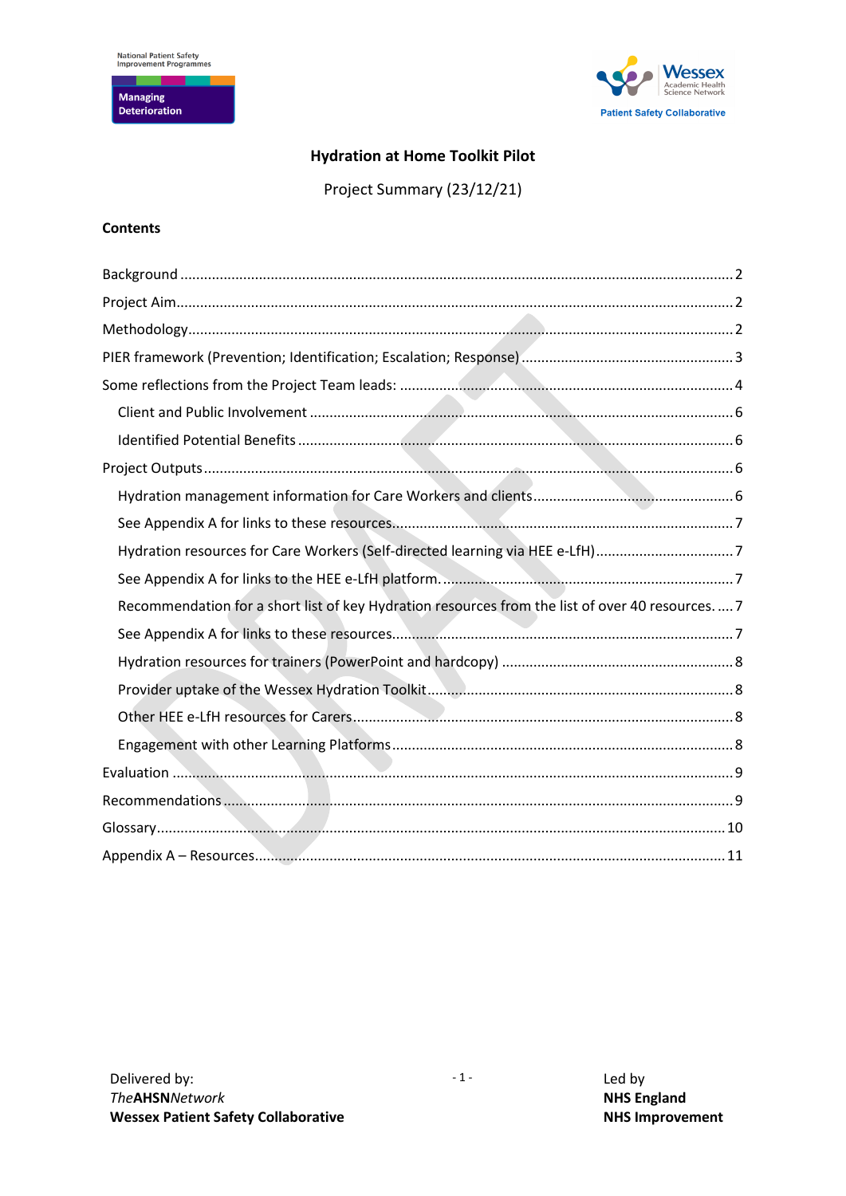National Patient Safety Improvement Programmes

Managing Deterioration

Wessex Academic Health Science Network

Patient Safety Collaborative

# Hydration at Home Toolkit Pilot

Project Summary (23/12/21)

**Contents**

Background ........ 2
Project Aim ........ 2
Methodology ........ 2
PIER framework (Prevention; Identification; Escalation; Response) ........ 3
Some reflections from the Project Team leads: ........ 4
  Client and Public Involvement ........ 6
  Identified Potential Benefits ........ 6
Project Outputs ........ 6
  Hydration management information for Care Workers and clients ........ 6
  See Appendix A for links to these resources ........ 7
  Hydration resources for Care Workers (Self-directed learning via HEE e-LfH) ........ 7
  See Appendix A for links to the HEE e-LfH platform. ........ 7
  Recommendation for a short list of key Hydration resources from the list of over 40 resources. ........ 7
  See Appendix A for links to these resources ........ 7
  Hydration resources for trainers (PowerPoint and hardcopy) ........ 8
  Provider uptake of the Wessex Hydration Toolkit ........ 8
  Other HEE e-LfH resources for Carers ........ 8
  Engagement with other Learning Platforms ........ 8
Evaluation ........ 9
Recommendations ........ 9
Glossary ........ 10
Appendix A – Resources ........ 11

Delivered by:
*The***AHSN***Network*
**Wessex Patient Safety Collaborative**

Led by
**NHS England**
**NHS Improvement**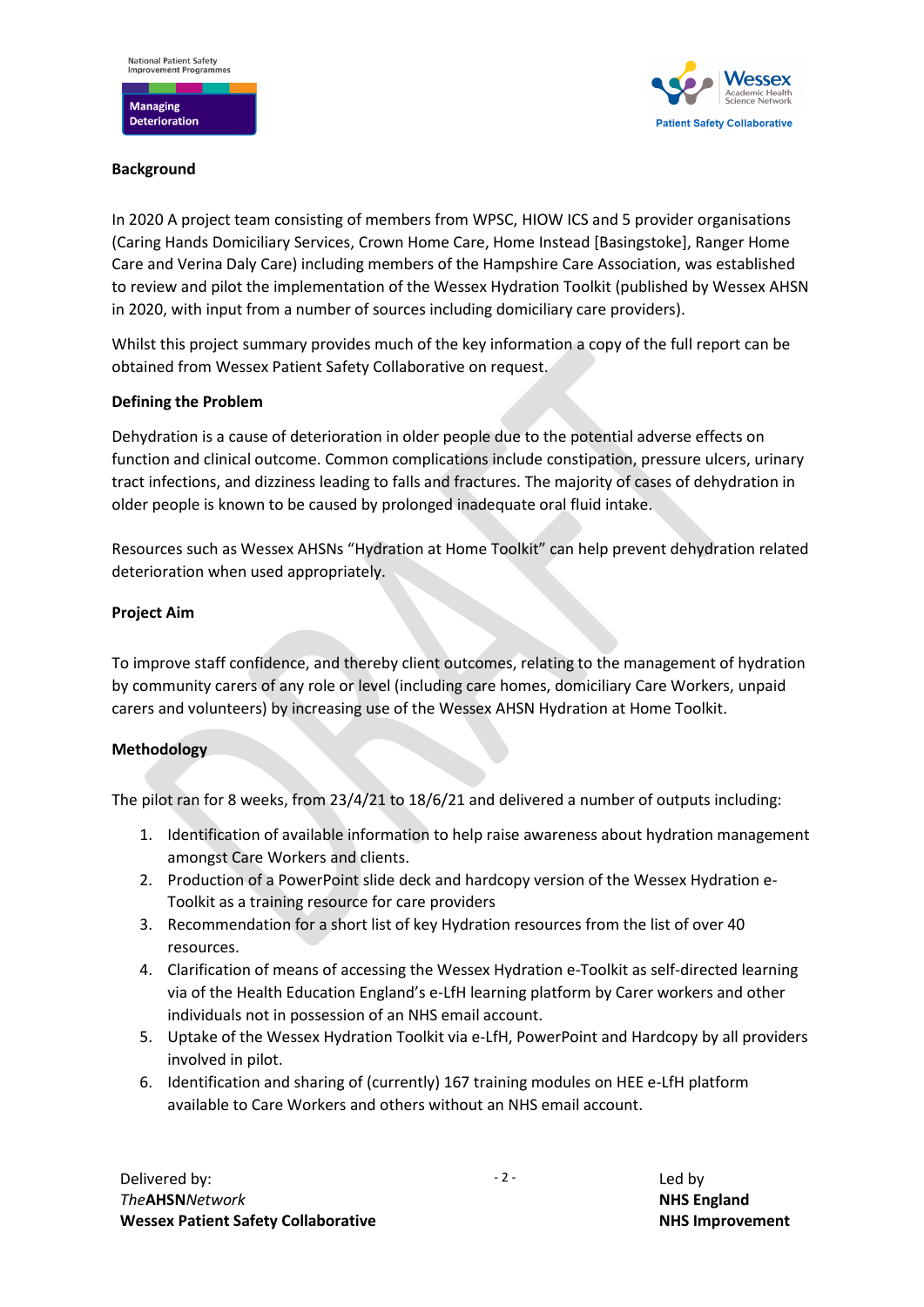**Background**

In 2020 A project team consisting of members from WPSC, HIOW ICS and 5 provider organisations (Caring Hands Domiciliary Services, Crown Home Care, Home Instead [Basingstoke], Ranger Home Care and Verina Daly Care) including members of the Hampshire Care Association, was established to review and pilot the implementation of the Wessex Hydration Toolkit (published by Wessex AHSN in 2020, with input from a number of sources including domiciliary care providers).

Whilst this project summary provides much of the key information a copy of the full report can be obtained from Wessex Patient Safety Collaborative on request.

**Defining the Problem**

Dehydration is a cause of deterioration in older people due to the potential adverse effects on function and clinical outcome. Common complications include constipation, pressure ulcers, urinary tract infections, and dizziness leading to falls and fractures. The majority of cases of dehydration in older people is known to be caused by prolonged inadequate oral fluid intake.

Resources such as Wessex AHSNs "Hydration at Home Toolkit" can help prevent dehydration related deterioration when used appropriately.

**Project Aim**

To improve staff confidence, and thereby client outcomes, relating to the management of hydration by community carers of any role or level (including care homes, domiciliary Care Workers, unpaid carers and volunteers) by increasing use of the Wessex AHSN Hydration at Home Toolkit.

**Methodology**

The pilot ran for 8 weeks, from 23/4/21 to 18/6/21 and delivered a number of outputs including:

1. Identification of available information to help raise awareness about hydration management amongst Care Workers and clients.
2. Production of a PowerPoint slide deck and hardcopy version of the Wessex Hydration e-Toolkit as a training resource for care providers
3. Recommendation for a short list of key Hydration resources from the list of over 40 resources.
4. Clarification of means of accessing the Wessex Hydration e-Toolkit as self-directed learning via of the Health Education England's e-LfH learning platform by Carer workers and other individuals not in possession of an NHS email account.
5. Uptake of the Wessex Hydration Toolkit via e-LfH, PowerPoint and Hardcopy by all providers involved in pilot.
6. Identification and sharing of (currently) 167 training modules on HEE e-LfH platform available to Care Workers and others without an NHS email account.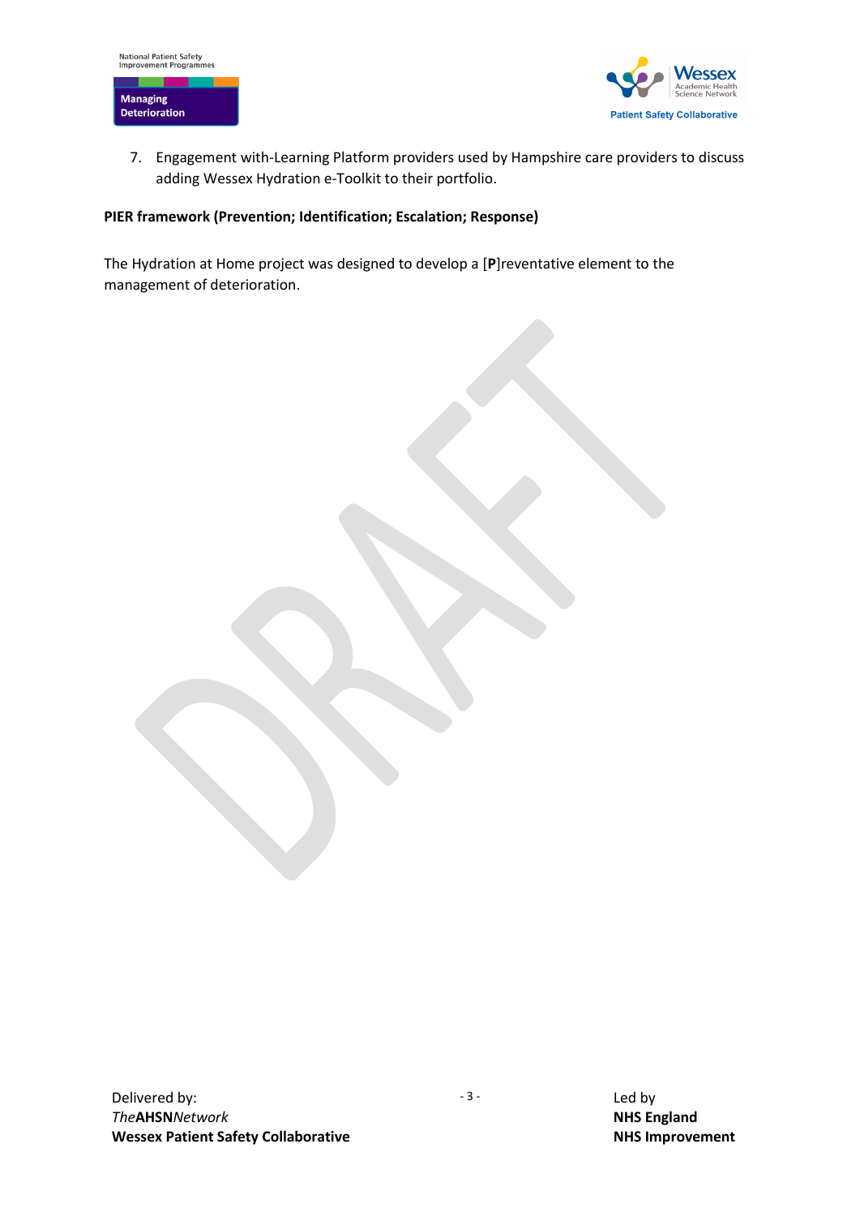7. Engagement with-Learning Platform providers used by Hampshire care providers to discuss adding Wessex Hydration e-Toolkit to their portfolio.

**PIER framework (Prevention; Identification; Escalation; Response)**

The Hydration at Home project was designed to develop a [**P**]reventative element to the management of deterioration.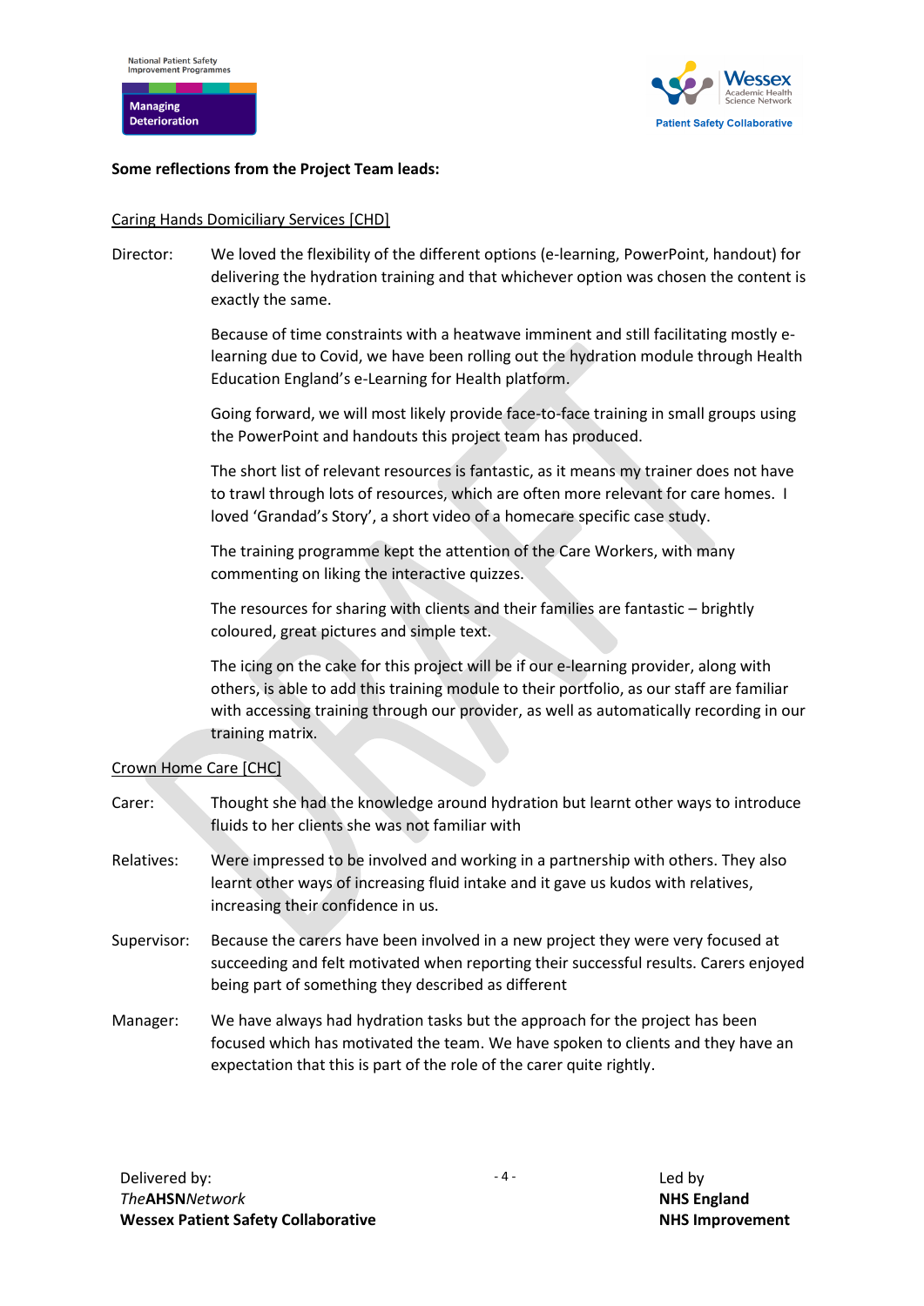**Some reflections from the Project Team leads:**

Caring Hands Domiciliary Services [CHD]

Director: We loved the flexibility of the different options (e-learning, PowerPoint, handout) for delivering the hydration training and that whichever option was chosen the content is exactly the same.

Because of time constraints with a heatwave imminent and still facilitating mostly e-learning due to Covid, we have been rolling out the hydration module through Health Education England's e-Learning for Health platform.

Going forward, we will most likely provide face-to-face training in small groups using the PowerPoint and handouts this project team has produced.

The short list of relevant resources is fantastic, as it means my trainer does not have to trawl through lots of resources, which are often more relevant for care homes. I loved 'Grandad's Story', a short video of a homecare specific case study.

The training programme kept the attention of the Care Workers, with many commenting on liking the interactive quizzes.

The resources for sharing with clients and their families are fantastic – brightly coloured, great pictures and simple text.

The icing on the cake for this project will be if our e-learning provider, along with others, is able to add this training module to their portfolio, as our staff are familiar with accessing training through our provider, as well as automatically recording in our training matrix.

Crown Home Care [CHC]

Carer: Thought she had the knowledge around hydration but learnt other ways to introduce fluids to her clients she was not familiar with

Relatives: Were impressed to be involved and working in a partnership with others. They also learnt other ways of increasing fluid intake and it gave us kudos with relatives, increasing their confidence in us.

Supervisor: Because the carers have been involved in a new project they were very focused at succeeding and felt motivated when reporting their successful results. Carers enjoyed being part of something they described as different

Manager: We have always had hydration tasks but the approach for the project has been focused which has motivated the team. We have spoken to clients and they have an expectation that this is part of the role of the carer quite rightly.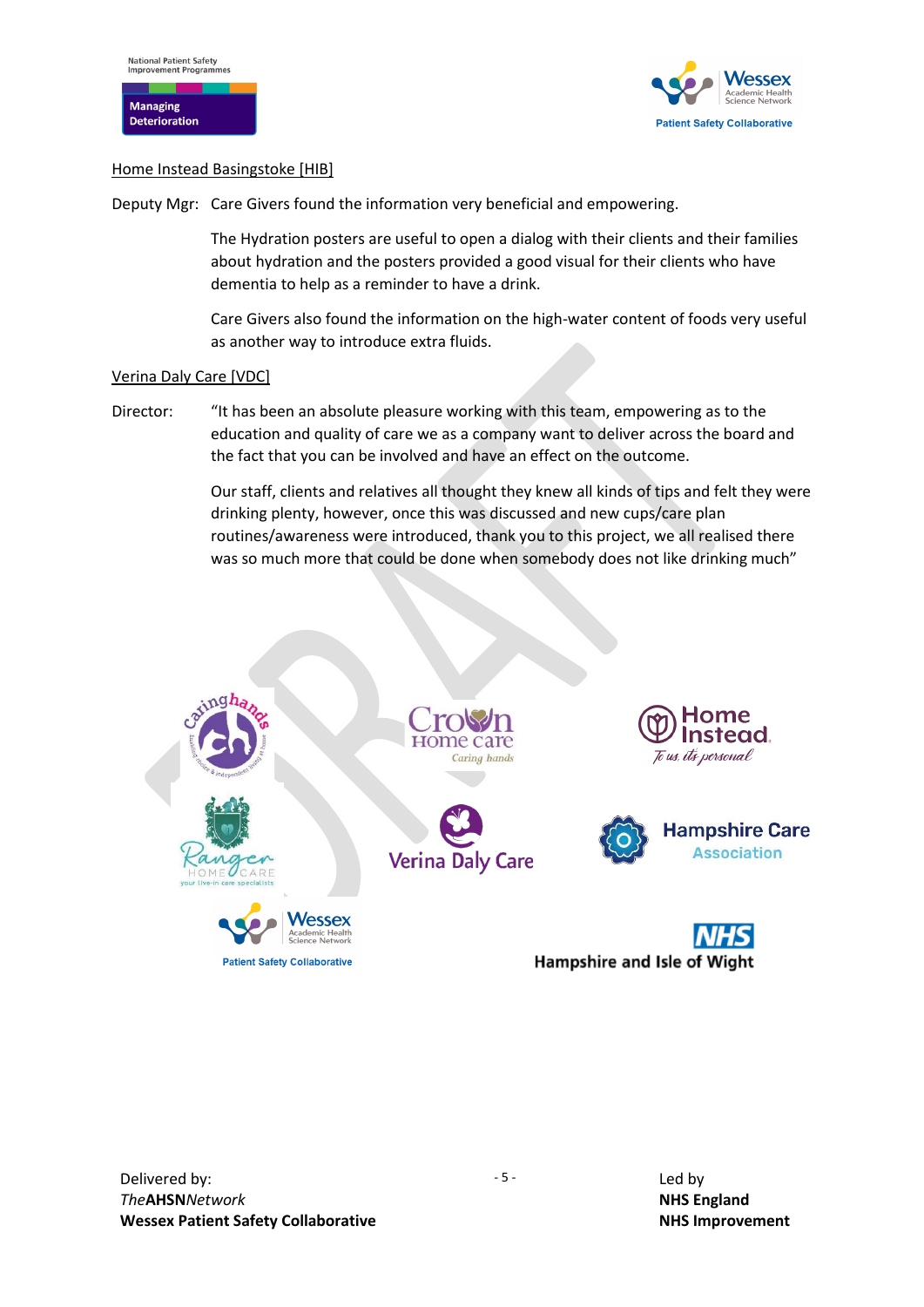Home Instead Basingstoke [HIB]

Deputy Mgr: Care Givers found the information very beneficial and empowering.

The Hydration posters are useful to open a dialog with their clients and their families about hydration and the posters provided a good visual for their clients who have dementia to help as a reminder to have a drink.

Care Givers also found the information on the high-water content of foods very useful as another way to introduce extra fluids.

Verina Daly Care [VDC]

Director: "It has been an absolute pleasure working with this team, empowering as to the education and quality of care we as a company want to deliver across the board and the fact that you can be involved and have an effect on the outcome.

Our staff, clients and relatives all thought they knew all kinds of tips and felt they were drinking plenty, however, once this was discussed and new cups/care plan routines/awareness were introduced, thank you to this project, we all realised there was so much more that could be done when somebody does not like drinking much"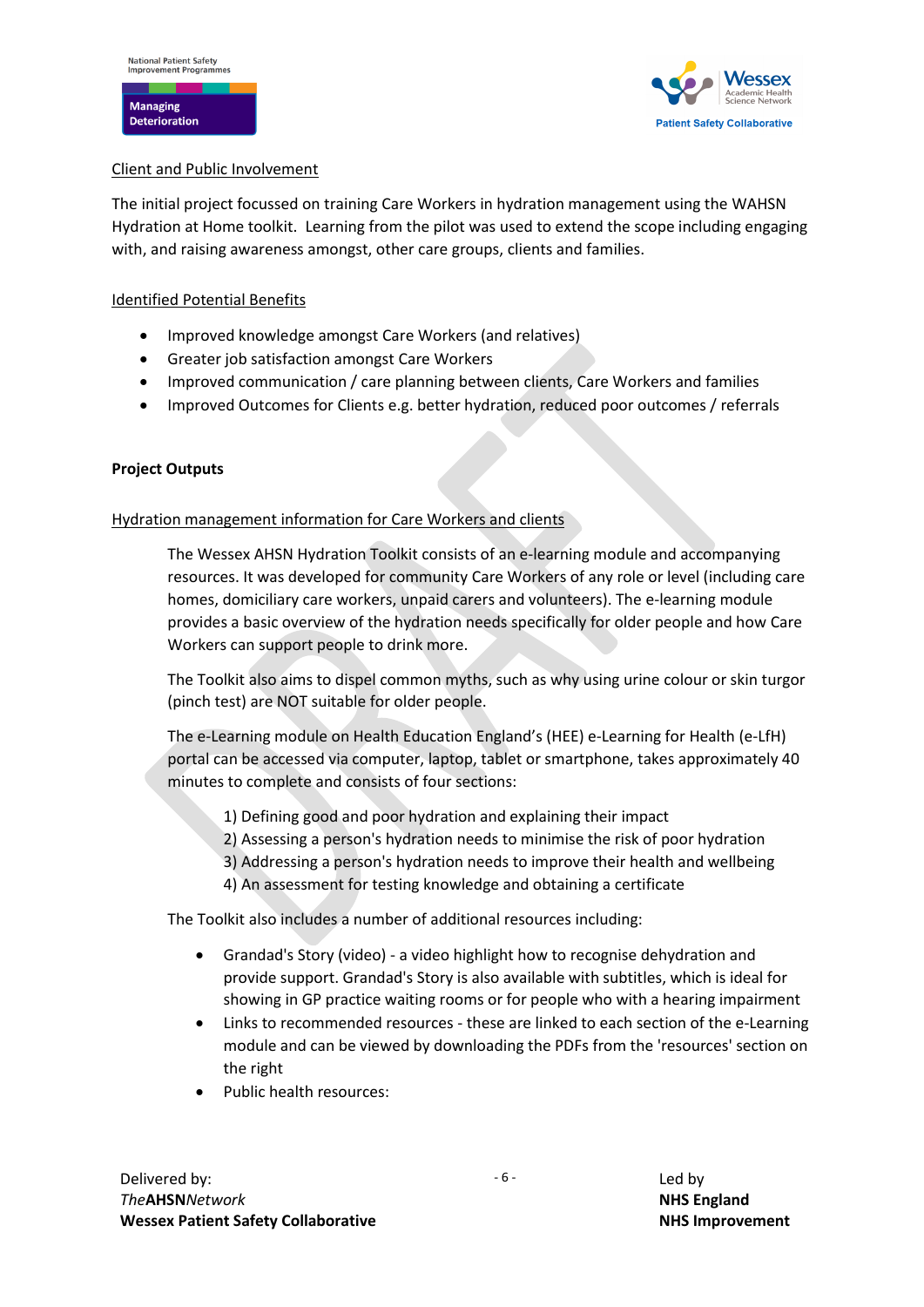Client and Public Involvement

The initial project focussed on training Care Workers in hydration management using the WAHSN Hydration at Home toolkit. Learning from the pilot was used to extend the scope including engaging with, and raising awareness amongst, other care groups, clients and families.

Identified Potential Benefits

- Improved knowledge amongst Care Workers (and relatives)
- Greater job satisfaction amongst Care Workers
- Improved communication / care planning between clients, Care Workers and families
- Improved Outcomes for Clients e.g. better hydration, reduced poor outcomes / referrals

**Project Outputs**

Hydration management information for Care Workers and clients

The Wessex AHSN Hydration Toolkit consists of an e-learning module and accompanying resources. It was developed for community Care Workers of any role or level (including care homes, domiciliary care workers, unpaid carers and volunteers). The e-learning module provides a basic overview of the hydration needs specifically for older people and how Care Workers can support people to drink more.

The Toolkit also aims to dispel common myths, such as why using urine colour or skin turgor (pinch test) are NOT suitable for older people.

The e-Learning module on Health Education England's (HEE) e-Learning for Health (e-LfH) portal can be accessed via computer, laptop, tablet or smartphone, takes approximately 40 minutes to complete and consists of four sections:

1) Defining good and poor hydration and explaining their impact
2) Assessing a person's hydration needs to minimise the risk of poor hydration
3) Addressing a person's hydration needs to improve their health and wellbeing
4) An assessment for testing knowledge and obtaining a certificate

The Toolkit also includes a number of additional resources including:

- Grandad's Story (video) - a video highlight how to recognise dehydration and provide support. Grandad's Story is also available with subtitles, which is ideal for showing in GP practice waiting rooms or for people who with a hearing impairment
- Links to recommended resources - these are linked to each section of the e-Learning module and can be viewed by downloading the PDFs from the 'resources' section on the right
- Public health resources: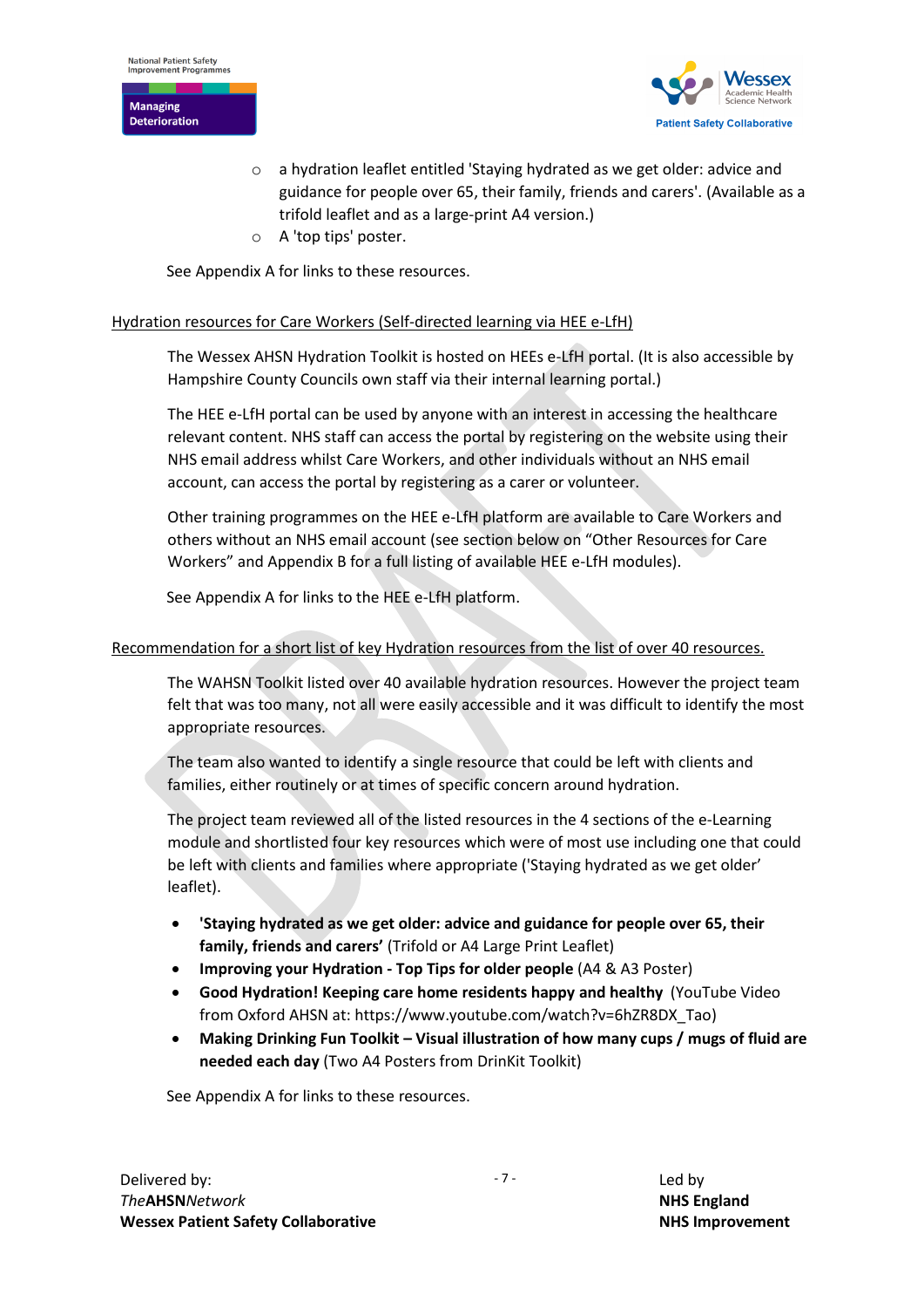- a hydration leaflet entitled 'Staying hydrated as we get older: advice and guidance for people over 65, their family, friends and carers'. (Available as a trifold leaflet and as a large-print A4 version.)
  - A 'top tips' poster.

See Appendix A for links to these resources.

Hydration resources for Care Workers (Self-directed learning via HEE e-LfH)

The Wessex AHSN Hydration Toolkit is hosted on HEEs e-LfH portal. (It is also accessible by Hampshire County Councils own staff via their internal learning portal.)

The HEE e-LfH portal can be used by anyone with an interest in accessing the healthcare relevant content. NHS staff can access the portal by registering on the website using their NHS email address whilst Care Workers, and other individuals without an NHS email account, can access the portal by registering as a carer or volunteer.

Other training programmes on the HEE e-LfH platform are available to Care Workers and others without an NHS email account (see section below on “Other Resources for Care Workers” and Appendix B for a full listing of available HEE e-LfH modules).

See Appendix A for links to the HEE e-LfH platform.

Recommendation for a short list of key Hydration resources from the list of over 40 resources.

The WAHSN Toolkit listed over 40 available hydration resources. However the project team felt that was too many, not all were easily accessible and it was difficult to identify the most appropriate resources.

The team also wanted to identify a single resource that could be left with clients and families, either routinely or at times of specific concern around hydration.

The project team reviewed all of the listed resources in the 4 sections of the e-Learning module and shortlisted four key resources which were of most use including one that could be left with clients and families where appropriate ('Staying hydrated as we get older’ leaflet).

- **'Staying hydrated as we get older: advice and guidance for people over 65, their family, friends and carers’** (Trifold or A4 Large Print Leaflet)
- **Improving your Hydration - Top Tips for older people** (A4 & A3 Poster)
- **Good Hydration! Keeping care home residents happy and healthy** (YouTube Video from Oxford AHSN at: https://www.youtube.com/watch?v=6hZR8DX_Tao)
- **Making Drinking Fun Toolkit – Visual illustration of how many cups / mugs of fluid are needed each day** (Two A4 Posters from DrinKit Toolkit)

See Appendix A for links to these resources.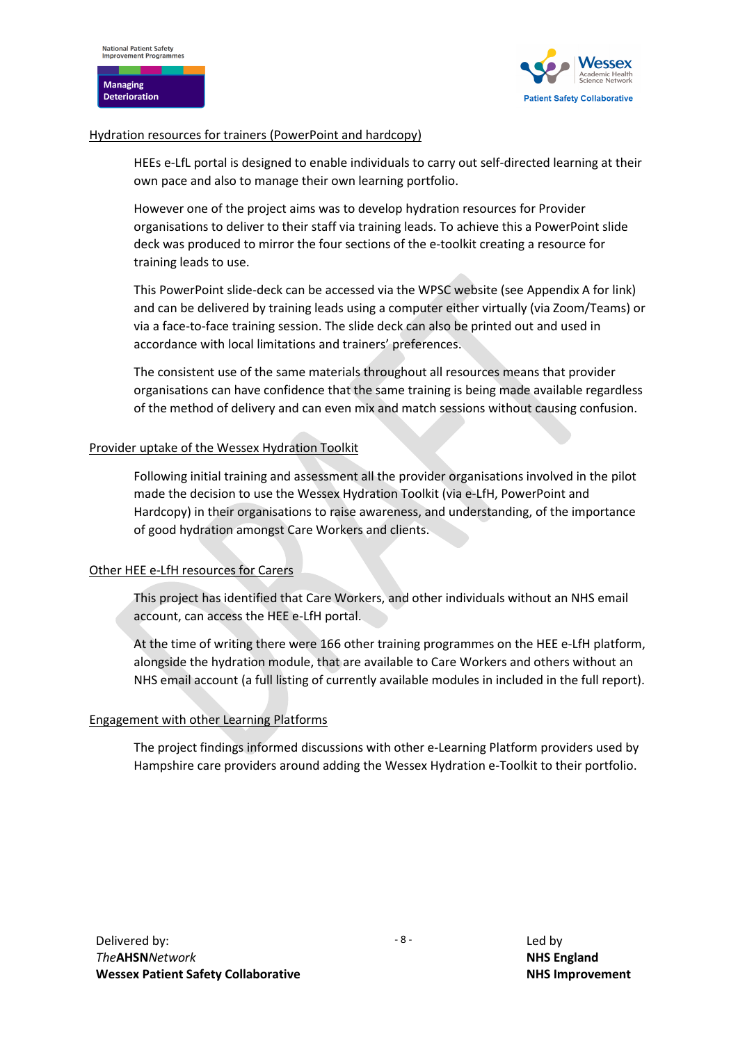Hydration resources for trainers (PowerPoint and hardcopy)

HEEs e-LfL portal is designed to enable individuals to carry out self-directed learning at their own pace and also to manage their own learning portfolio.

However one of the project aims was to develop hydration resources for Provider organisations to deliver to their staff via training leads. To achieve this a PowerPoint slide deck was produced to mirror the four sections of the e-toolkit creating a resource for training leads to use.

This PowerPoint slide-deck can be accessed via the WPSC website (see Appendix A for link) and can be delivered by training leads using a computer either virtually (via Zoom/Teams) or via a face-to-face training session. The slide deck can also be printed out and used in accordance with local limitations and trainers' preferences.

The consistent use of the same materials throughout all resources means that provider organisations can have confidence that the same training is being made available regardless of the method of delivery and can even mix and match sessions without causing confusion.

Provider uptake of the Wessex Hydration Toolkit

Following initial training and assessment all the provider organisations involved in the pilot made the decision to use the Wessex Hydration Toolkit (via e-LfH, PowerPoint and Hardcopy) in their organisations to raise awareness, and understanding, of the importance of good hydration amongst Care Workers and clients.

Other HEE e-LfH resources for Carers

This project has identified that Care Workers, and other individuals without an NHS email account, can access the HEE e-LfH portal.

At the time of writing there were 166 other training programmes on the HEE e-LfH platform, alongside the hydration module, that are available to Care Workers and others without an NHS email account (a full listing of currently available modules in included in the full report).

Engagement with other Learning Platforms

The project findings informed discussions with other e-Learning Platform providers used by Hampshire care providers around adding the Wessex Hydration e-Toolkit to their portfolio.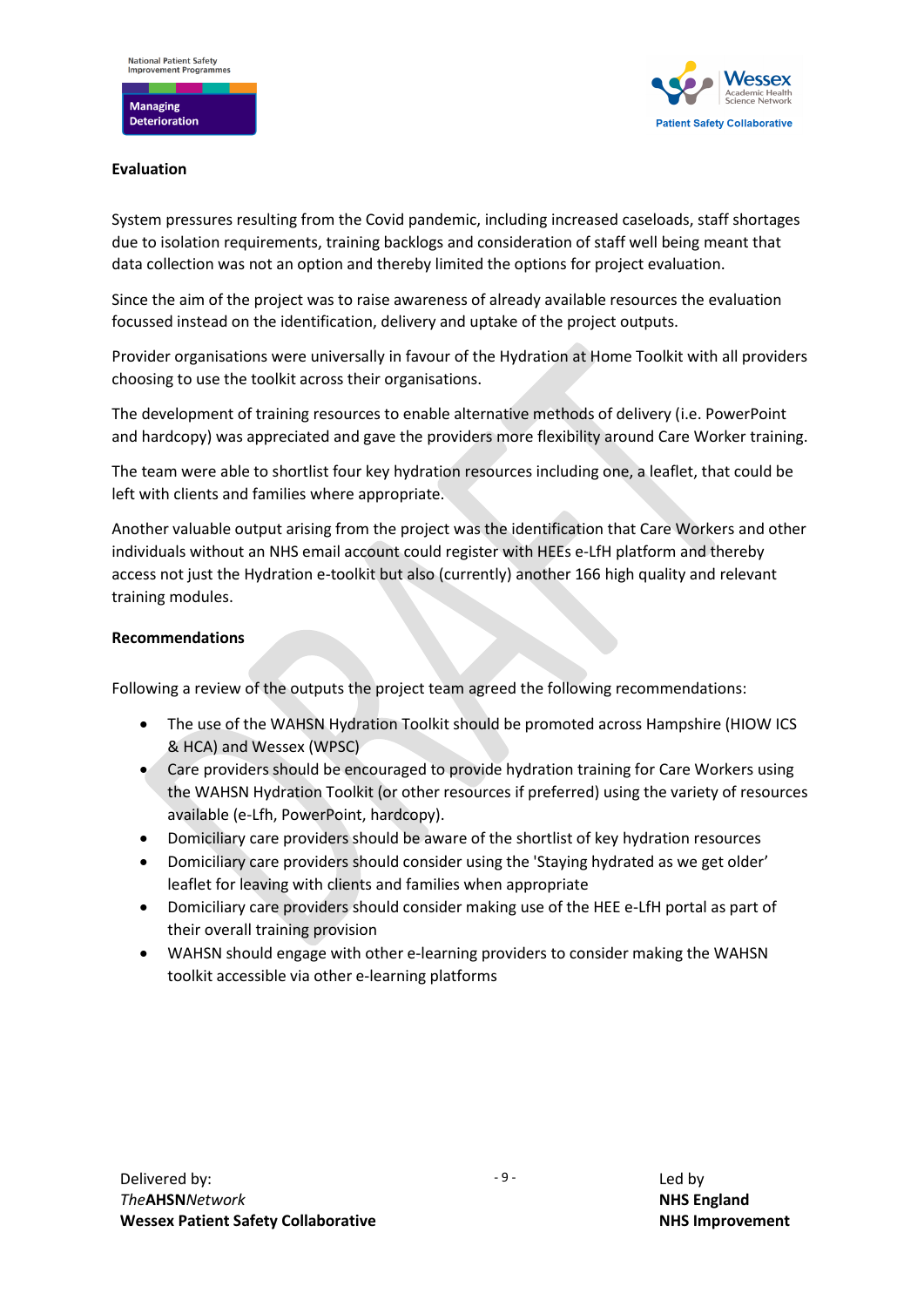**Evaluation**

System pressures resulting from the Covid pandemic, including increased caseloads, staff shortages due to isolation requirements, training backlogs and consideration of staff well being meant that data collection was not an option and thereby limited the options for project evaluation.

Since the aim of the project was to raise awareness of already available resources the evaluation focussed instead on the identification, delivery and uptake of the project outputs.

Provider organisations were universally in favour of the Hydration at Home Toolkit with all providers choosing to use the toolkit across their organisations.

The development of training resources to enable alternative methods of delivery (i.e. PowerPoint and hardcopy) was appreciated and gave the providers more flexibility around Care Worker training.

The team were able to shortlist four key hydration resources including one, a leaflet, that could be left with clients and families where appropriate.

Another valuable output arising from the project was the identification that Care Workers and other individuals without an NHS email account could register with HEEs e-LfH platform and thereby access not just the Hydration e-toolkit but also (currently) another 166 high quality and relevant training modules.

**Recommendations**

Following a review of the outputs the project team agreed the following recommendations:

- The use of the WAHSN Hydration Toolkit should be promoted across Hampshire (HIOW ICS & HCA) and Wessex (WPSC)
- Care providers should be encouraged to provide hydration training for Care Workers using the WAHSN Hydration Toolkit (or other resources if preferred) using the variety of resources available (e-Lfh, PowerPoint, hardcopy).
- Domiciliary care providers should be aware of the shortlist of key hydration resources
- Domiciliary care providers should consider using the 'Staying hydrated as we get older' leaflet for leaving with clients and families when appropriate
- Domiciliary care providers should consider making use of the HEE e-LfH portal as part of their overall training provision
- WAHSN should engage with other e-learning providers to consider making the WAHSN toolkit accessible via other e-learning platforms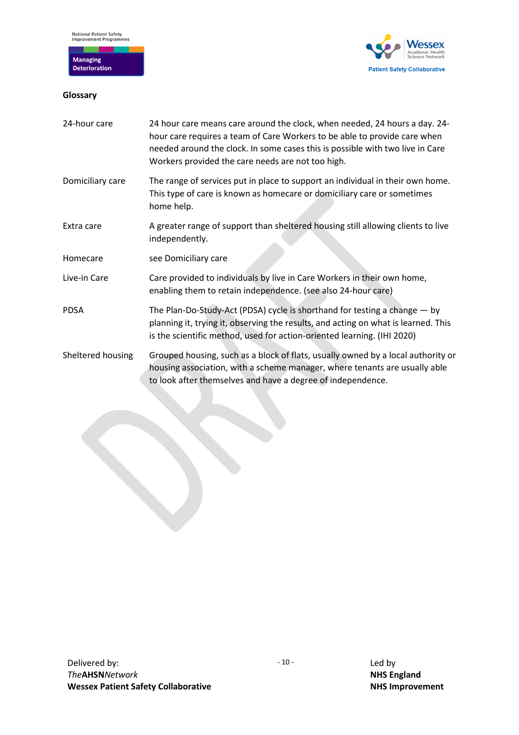## Glossary

| | |
|---|---|
| 24-hour care | 24 hour care means care around the clock, when needed, 24 hours a day. 24-hour care requires a team of Care Workers to be able to provide care when needed around the clock. In some cases this is possible with two live in Care Workers provided the care needs are not too high. |
| Domiciliary care | The range of services put in place to support an individual in their own home. This type of care is known as homecare or domiciliary care or sometimes home help. |
| Extra care | A greater range of support than sheltered housing still allowing clients to live independently. |
| Homecare | see Domiciliary care |
| Live-in Care | Care provided to individuals by live in Care Workers in their own home, enabling them to retain independence. (see also 24-hour care) |
| PDSA | The Plan-Do-Study-Act (PDSA) cycle is shorthand for testing a change — by planning it, trying it, observing the results, and acting on what is learned. This is the scientific method, used for action-oriented learning. (IHI 2020) |
| Sheltered housing | Grouped housing, such as a block of flats, usually owned by a local authority or housing association, with a scheme manager, where tenants are usually able to look after themselves and have a degree of independence. |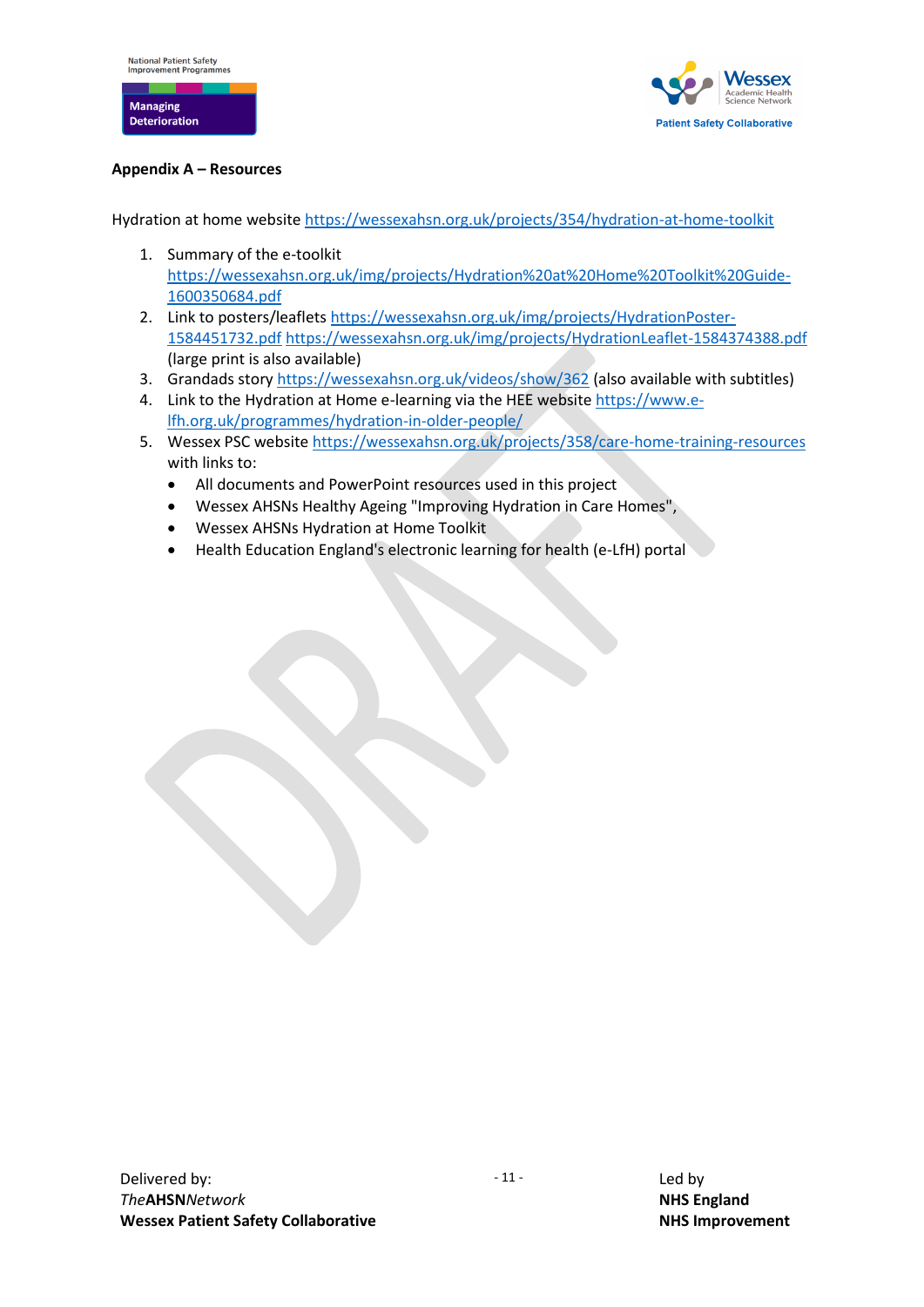**Appendix A – Resources**

Hydration at home website https://wessexahsn.org.uk/projects/354/hydration-at-home-toolkit

1. Summary of the e-toolkit https://wessexahsn.org.uk/img/projects/Hydration%20at%20Home%20Toolkit%20Guide-1600350684.pdf
2. Link to posters/leaflets https://wessexahsn.org.uk/img/projects/HydrationPoster-1584451732.pdf https://wessexahsn.org.uk/img/projects/HydrationLeaflet-1584374388.pdf (large print is also available)
3. Grandads story https://wessexahsn.org.uk/videos/show/362 (also available with subtitles)
4. Link to the Hydration at Home e-learning via the HEE website https://www.e-lfh.org.uk/programmes/hydration-in-older-people/
5. Wessex PSC website https://wessexahsn.org.uk/projects/358/care-home-training-resources with links to:
   - All documents and PowerPoint resources used in this project
   - Wessex AHSNs Healthy Ageing "Improving Hydration in Care Homes",
   - Wessex AHSNs Hydration at Home Toolkit
   - Health Education England's electronic learning for health (e-LfH) portal